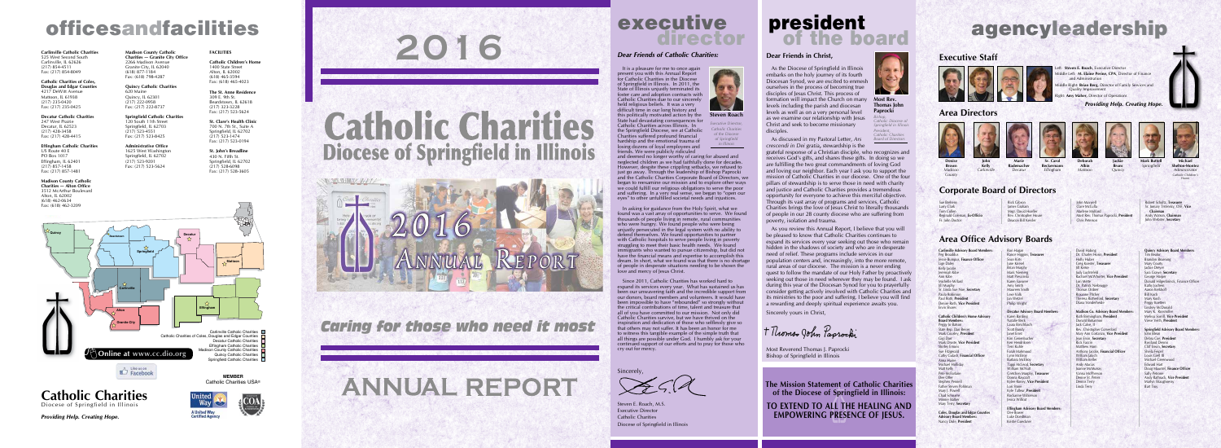# officesandfacilities

**Carlinville Catholic Charities**
525 West Second South
Carlinville, IL 62626
(217) 854-4511
Fax: (217) 854-8049

**Catholic Charities of Coles, Douglas and Edgar Counties**
4217 DeWitt Avenue
Mattoon, IL 61938
(217) 235-0420
Fax: (217) 235-0425

**Decatur Catholic Charities**
247 West Prairie
Decatur, IL 62523
(217) 428-3458
Fax: (217) 428-4415

**Effingham Catholic Charities**
US Route 40 E
PO Box 1017
Effingham, IL 62401
(217) 857-1458
Fax: (217) 857-1481

**Madison County Catholic Charities — Alton Office**
3512 McArthur Boulevard
Alton, IL 62002
(618) 462-0634
Fax: (618) 462-3209

**Madison County Catholic Charities — Granite City Office**
2266 Madison Avenue
Granite City, IL 62040
(618) 877-1184
Fax: (618) 798-4287

**Quincy Catholic Charities**
620 Maine
Quincy, IL 62301
(217) 222-0958
Fax: (217) 222-0737

**Springfield Catholic Charities**
120 South 11th Street
Springfield, IL 62703
(217) 523-4551
Fax: (217) 523-0425

**Administrative Office**
1625 West Washington
Springfield, IL 62702
(217) 523-9201
Fax: (217) 523-5624

**FACILITIES**

**Catholic Children's Home**
1400 State Street
Alton, IL 62002
(618) 465-3594
Fax: (618) 465-4023

**The St. Anne Residence**
309 E. 9th St.
Beardstown, IL 62618
(217) 323-3228
Fax: (217) 323-5624

**St. Clare's Health Clinic**
700 N. 7th St., Suite A
Springfield, IL 62702
(217) 523-1474
Fax: (217) 523-0194

**St. John's Breadline**
430 N. Fifth St.
Springfield, IL 62702
(217) 528-6098
Fax: (217) 528-3605

Carlinville Catholic Charities
Catholic Charities of Coles, Douglas and Edgar Counties
Decatur Catholic Charities
Effingham Catholic Charities
Madison County Catholic Charities
Quincy Catholic Charities
Springfield Catholic Charities

Quincy · Jacksonville · Springfield · Decatur · Mattoon · Carlinville · Effingham · Alton · Granite City

**Online at www.cc.dio.org**

Like us on Facebook

**Catholic Charities**
Diocese of Springfield in Illinois

*Providing Help. Creating Hope.*

**MEMBER**
Catholic Charities USA®

United Way — A United Way Certified Agency

# 2016

# Catholic Charities
## Diocese of Springfield in Illinois

2016 Annual Report

*Caring for those who need it most*

# ANNUAL REPORT

# executive director

***Dear Friends of Catholic Charities:***

It is a pleasure for me to once again present you with this Annual Report for Catholic Charities in the Diocese of Springfield in Illinois. In 2011, the State of Illinois unjustly terminated its foster care and adoption contracts with Catholic Charities due to our sincerely held religious beliefs. It was a very difficult time in our long history and this politically motivated action by the State had devastating consequences for Catholic Charities across Illinois. In the Springfield Diocese, we at Catholic Charities suffered profound financial hardship and the emotional trauma of losing dozens of loyal employees and friends. We were publicly ridiculed and deemed no longer worthy of caring for abused and neglected children as we had faithfully done for decades. However, despite these crippling setbacks, we refused to just go away. Through the leadership of Bishop Paprocki and the Catholic Charities Corporate Board of Directors, we began to reexamine our mission and to explore other ways we could fulfill our religious obligation to serve the poor and suffering. In a very real sense, we began to "open our eyes" to other unfulfilled societal needs and injustices.

**Steven Roach**
*Executive Director, Catholic Charities of the Diocese of Springfield in Illinois*

In asking for guidance from the Holy Spirit, what we found was a vast array of opportunities to serve. We found thousands of people living in remote, rural communities who were hungry. We found people who were being unjustly persecuted in the legal system with no ability to defend themselves. We found opportunities to partner with Catholic hospitals to serve people living in poverty struggling to meet their basic health needs. We found immigrants who wanted to pursue citizenship, but did not have the financial means and expertise to accomplish this dream. In short, what we found was that there is no shortage of people in desperate situations needing to be shown the love and mercy of Jesus Christ.

Since 2011, Catholic Charities has worked hard to expand its services every year. What has sustained us has been our unwavering faith and the incredible support from our donors, board members and volunteers. It would have been impossible to have "rebounded" so strongly without the critical contributions of time, talent and treasure that all of you have committed to our mission. Not only did Catholic Charities survive, but we have thrived on the inspiration and dedication of those who selflessly give to our cause and who help our mission to succeed. I believe that it has been an honor for me to witness this tangible example of the simple truth that all things are possible under God. I humbly ask for your continued support of our efforts and to pray for those who cry out for mercy.

Sincerely,

Steven E. Roach, M.S.
Executive Director
Catholic Charities
Diocese of Springfield in Illinois

# president of the board

**Dear Friends in Christ,**

As the Diocese of Springfield in Illinois embarks on the holy journey of its fourth Diocesan Synod, we are excited to enmesh ourselves in the process of becoming disciples of Jesus Christ. This process of formation will impact the Church on many levels including the parish and diocesan levels as well as on a very personal level as we examine our relationship with Jesus Christ and seek to become missionary disciples.

**Most Rev. Thomas John Paprocki**
*Bishop, Catholic Diocese of Springfield in Illinois; President, Catholic Charities Board of Directors*

As discussed in my Pastoral Letter, *Ars crescendi in Dei gratia*, stewardship is the grateful response of a Christian disciple, who recognizes and receives God's gifts, and shares these gifts. In doing so we are fulfilling the two great commandments of loving God and loving our neighbor. Each year I ask you to support the mission of Catholic Charities in our diocese. One of the four pillars of stewardship is to serve those in need with charity and justice and Catholic Charities provides a tremendous opportunity for everyone to achieve this merciful objective. Through its vast array of programs and services, Catholic Charities brings the love of Jesus Christ to literally thousands of people in our 28 county diocese who are suffering from poverty, isolation and trauma.

As you review this Annual Report, I believe that you will be pleased to know that Catholic Charities continues to expand its services every year seeking out those who remain hidden in the shadows of society and who are in desperate need of relief. These programs include services in our population centers and, increasingly, into the more remote, rural areas of our diocese. The mission is a never ending quest to follow the mandate of our Holy Father by proactively seeking out those in need wherever they may be found. I ask during this year of the Diocesan Synod for you to prayerfully consider getting actively involved with Catholic Charities and its ministries to the poor and suffering. I believe you will find a rewarding and deeply spiritual experience awaits you.

Sincerely yours in Christ,

Most Reverend Thomas J. Paprocki
Bishop of Springfield in Illinois

**The Mission Statement of Catholic Charities of the Diocese of Springfield in Illinois:**

**TO EXTEND TO ALL THE HEALING AND EMPOWERING PRESENCE OF JESUS.**

# agencyleadership

## Executive Staff

Left: **Steven E. Roach**, Executive Director
Middle Left: **M. Elaine Perino, CPA**, Director of Finance and Administration
Middle Right: **Brian Berg**, Director of Family Services and Quality Improvement
Right: **Amy Walter**, Director of Operations

*Providing Help. Creating Hope.*

## Area Directors

- **Denise Brown** — *Madison County*
- **John Kelly** — *Carlinville*
- **Marie Rudesaller** — *Decatur*
- **Sr. Carol Beckermann** — *Effingham*
- **Deborah Allen** — *Mattoon*
- **Jackie Bruns** — *Quincy*
- **Mark Buttell** — *Springfield*
- **Michael Shelton-Mourice** — *Administrator, Catholic Children's Home*

## Corporate Board of Directors

Sue Berkmire
Larry Clark
Terry Collins
Reginald Coleman, **Ex-Officio**
Fr. John Doctor

Rick Gibson
James Graham
Msgr. David Hoefler
Rev. Christopher Heuer
Deacon Bill Kessler

John Maxwell
Clare McCubb
Matthew Holland
Most Rev. Thomas Paprocki, **President**
Chris Peterson

Robert Schultz, **Treasurer**
Sr. January Tremoni, OSF, **Vice Chairman**
Andy Wilson, **Chairman**
John Webster, **Secretary**

## Area Office Advisory Boards

**Carlinville Advisory Board Members:**
Peg Broadbus
Jesse Burgess, **Finance Officer**
Lige Dolan
Betty Jacobs
Jeremiah Kalm
Ann Kiley
Michelle McBeel
Jill Murphy
Sr. Linda Van Hise, **Secretary**
Paula Robinson
Paul Roth, **President**
Darcee Roth, **Vice President**
Kevin Shores

**Catholic Children's Home Advisory Board Members:**
Peggy A. Bauer
Rev. Jeffrey Goeckner
Mark Cousley, **President**
Gigi Dierr
Mark Dreste, **Vice President**
Bobby Dodoe
Joe Fitzgerald
Cathy Gabelli, **Financial Officer**
Doris Hayes
Michael Hollinka
Matt Kelly
Phil McCrudden
Bee Offer
Stephen Penning
Father Steven Pohlman
Mary J. Powell
Chad Schwartz
Miriam Stalter
Mary Terry, **Secretary**

**Coles, Douglas and Edgar Counties Advisory Board Members:**
Nancy Dahl, **President**

Ron Hogue
Rance Higgins, **Treasurer**
Sean Koh
Jane Kermit
Brian Murphy
Mark Nimlang
Matt Piesczak
Karen Sawyer
Amy Smith
Maureen Smith
Leon Volk
Jon Wetzel
Philip Wright

**Decatur Advisory Board Members:**
Karen Barding
Natalie Beck
Louis Bordbach
Scott Bundy
Janet Gere
Kim Greenhacker
Tom Hendricken
Terri Kent
Faith Malewood
Lynn Mckinney
Barbara McElroy
Tiggs Mitchell, **Secretary**
William McNeil
Gretchen Murphy, **Treasurer**
Donna Raycraft
Robin Henry, **Vice President**
Lori Stone
Kyle Tallow, **President**
Rochanne Wilderson
Jesica Willock

**Effingham Advisory Board Members:**
Dee Boyer
Luke Dombkins
Kerdie Goodwin

David Huking
Dr. Charles Horan, **President**
Holly Huber
Greg Koester, **Treasurer**
Jill Kirner
Judy Lochmueller
Richard McWhorter, **Vice President**
Lori Miller
Dr. Patrick Niebrugge
Thomas Ochler
Roxanne Pfeiler
Theresa Rubenthal, **Secretary**
Diana Vonderheide

**Madison Co. Advisory Board Members:**
Ruth Birmingham, **President**
Donald Baltaramos
Jack Culver, Jr.
Rev. Christopher Cornelison
Mary Ann Costanza, **Vice President**
Jean Ezra, **Secretary**
Rick Faccin
Cliff Harris
Anthony Jacobs, **Financial Officer**
William Jakich
William Kiehl
Andy McCain
Joanne McMurray
Yvonne McPherson
Deacon Jc Peters
Dennis Terry
Linda Terry

**Quincy Advisory Board Members:**
Tim Bevilar
Brandon Bruening
Mary Courts
Judith Dehner
Sara Grover, **Secretary**
George Hoyer
Donald Hilgenbrinck, **Financial Officer**
Kathy Jochem
Aaron Kaltbelt
Bill Kuth
Mary Kuth
Peggy Kunken
Lindsey McDonald
Mary K. Rosemeier
Melissa Sorrill, **Vice President**
Steve Sorrill, **President**

**Springfield Advisory Board Members:**
John Bean
Debra Carr, **President**
Richard Dorne
Cliff Hines, **Secretary**
Sheila Horton
Louis Lord III
Michael Greenwood
Edward Hart
Doug Maxwell, **Finance Officer**
Sally Penzner
Andy Rathsack, **Vice President**
Kathleen Slaughenhy
Bart Ross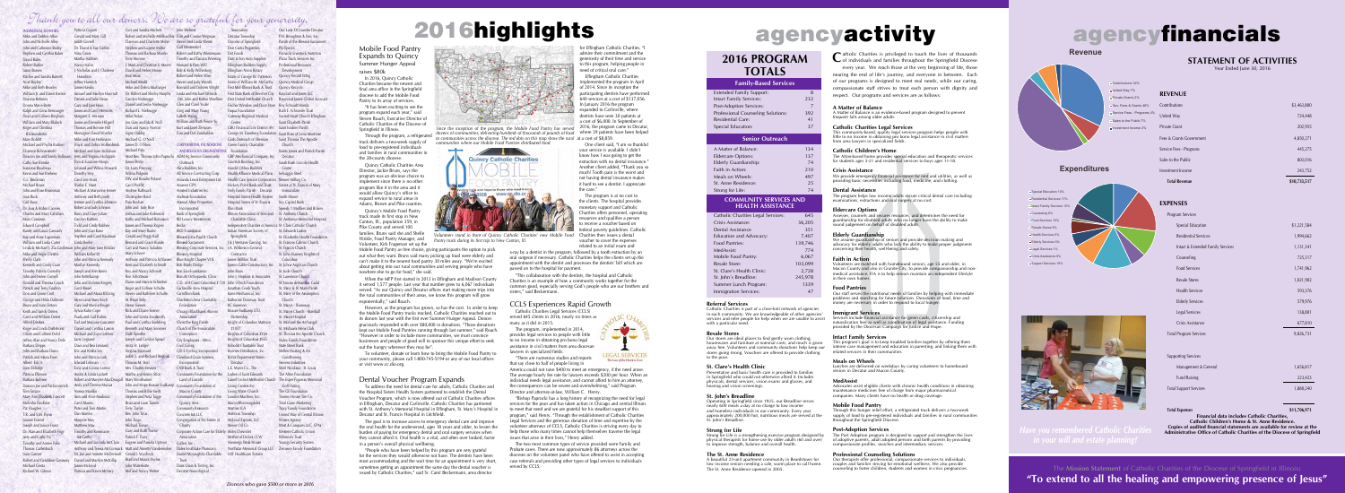*Thank you to all our donors. We are so grateful for your generosity.*

# 2016 highlights

## Mobile Food Pantry Expands to Quincy Summer Hunger Appeal raises $80k

In 2016, Quincy Catholic Charities became the newest and final area office in the Springfield diocese to add the Mobile Food Pantry to its array of services.

Quincy Catholic Charities took a Mobile Food Pantry truck made its first stop in New Canton, Ill., population 339, in Pike County and served 100 families.

When the MFP first started in 2013 in Effingham and Madison County it served 1,577 people. Last year that number grew to 6,067 individuals served.

To volunteer, donate or learn how to bring the Mobile Food Pantry to your community, please call 1-800-745-5194 or any of our local offices or visit www.cc.dio.org.

*Volunteers stand in front of Quincy Catholic Charities' new Mobile Food Pantry truck during its first trip to New Canton, Ill.*

## Dental Voucher Program Expands

To address the need for dental care for adults, Catholic Charities and the Hospital Sisters Health System partnered to establish the Dental Voucher Program, which is now offered out of Catholic Charities offices in Effingham, Decatur and Carlinville. Catholic Charities has partnered with St. Anthony's Memorial Hospital in Effingham, St. Mary's Hospital in Decatur and St. Francis Hospital in Litchfield.

*Donors who gave $500 or more in 2016*

## CCLS Experiences Rapid Growth

Catholic Charities Legal Services (CCLS) served 645 clients in 2016, nearly six times as many as it did in 2015.

# agencyactivity

## 2016 PROGRAM TOTALS

| Family-Based Services | |
|---|---|
| Extended Family Support | 8 |
| Infant Family Services | 232 |
| Post-Adoption Services | 7 |
| Professional Counseling Solutions | 392 |
| Residential Care | 41 |
| Special Education | 37 |

| Senior Outreach | |
|---|---|
| A Matter of Balance | 134 |
| Eldercare Options | 137 |
| Elderly Guardianship | 74 |
| Faith in Action | 210 |
| Meals on Wheels | 497 |
| St. Anne Residences | 25 |
| Strong for Life | 74 |

| COMMUNITY SERVICES AND HEALTH ASSISTANCE | |
|---|---|
| Catholic Charities Legal Services | 645 |
| Crisis Assistance | 36,205 |
| Dental Assistance | 351 |
| Education and Advocacy | 7,467 |
| Food Pantries | 139,746 |
| MedAssist | 774 |
| Mobile Food Pantry | 6,067 |
| Resale Stores | 103,099 |
| St. Clare's Health Clinic | 2,728 |
| St. John's Breadline | 245,978 |
| Summer Lunch Program | 1,339 |
| Immigration Services | 47 |

### Referral Services
### Resale Stores
### St. Clare's Health Clinic
### St. John's Breadline
### Strong for Life
### The St. Anne Residence

Catholic Charities is privileged to touch the lives of thousands of individuals and families throughout the Springfield Diocese every year. We reach those at the very beginning of life, those nearing the end of life's journey, and everyone in between. Each of our programs is designed to meet real needs, while our caring, compassionate staff strives to treat each person with dignity and respect. Our programs and services are as follows:

### A Matter of Balance
### Catholic Charities Legal Services
### Catholic Children's Home
### Crisis Assistance
### Dental Assistance
### Eldercare Options
### Elderly Guardianship
### Faith in Action
### Food Pantries
### Infant Family Services
### Immigrant Services
### Meals on Wheels
### MedAssist
### Mobile Food Pantry
### Post-Adoption Services
### Professional Counseling Solutions

# agencyfinancials

Revenue

Expenditures

*Have you remembered Catholic Charities in your will and estate planning?*

## STATEMENT OF ACTIVITIES
Year Ended June 30, 2016

| REVENUE | |
|---|---|
| Contributions | $3,463,080 |
| United Way | 724,448 |
| Private Grant | 202,955 |
| Fees & Grants Government | 4,858,371 |
| Service Fees | 445,375 |
| Sales to the Public | 800,016 |
| Investment Income | 243,752 |
| **Total Revenue** | **$10,737,997** |

| EXPENSES | |
|---|---|
| Program Services | |
| Special Education | $1,231,384 |
| Residential Services | 1,994,662 |
| Infant & Extended Family Services | 1,131,341 |
| Counseling | 725,317 |
| Food Services | 1,741,962 |
| Resale Stores | 1,831,982 |
| Health Services | 593,376 |
| Elderly Services | 579,976 |
| Legal Services | 138,881 |
| Crisis Assistance | 677,850 |
| Total Program Services | 9,826,731 |
| Supporting Services | |
| Management & General | 1,656,817 |
| Fund Raising | 223,423 |
| Total Support Services | 1,880,240 |
| **Total Expenses** | **$11,706,971** |

**Financial data includes Catholic Charities, Catholic Children's Home & St. Anne Residence. Copies of audited financial statements are available for review at the Administrative Office of Catholic Charities of the Diocese of Springfield in Illinois**

The **Mission Statement** of Catholic Charities of the Diocese of Springfield in Illinois:
**"To extend to all the healing and empowering presence of Jesus"**